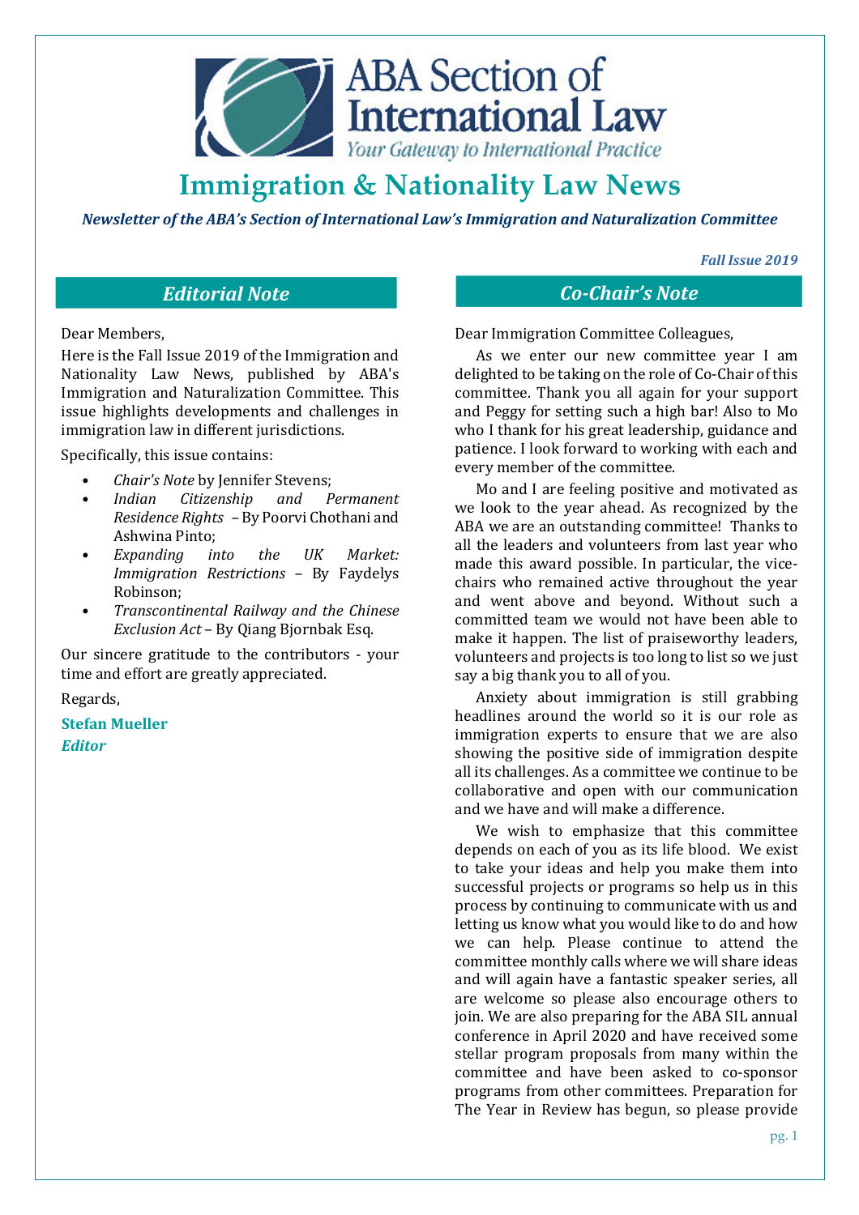ABA Section of International Law

*Your Gateway to International Practice*

# Immigration & Nationality Law News

***Newsletter of the ABA's Section of International Law's Immigration and Naturalization Committee***

***Fall Issue 2019***

## *Editorial Note*

Dear Members,

Here is the Fall Issue 2019 of the Immigration and Nationality Law News, published by ABA's Immigration and Naturalization Committee. This issue highlights developments and challenges in immigration law in different jurisdictions.

Specifically, this issue contains:

- *Chair's Note* by Jennifer Stevens;
- *Indian Citizenship and Permanent Residence Rights* – By Poorvi Chothani and Ashwina Pinto;
- *Expanding into the UK Market: Immigration Restrictions* – By Faydelys Robinson;
- *Transcontinental Railway and the Chinese Exclusion Act* – By Qiang Bjornbak Esq.

Our sincere gratitude to the contributors - your time and effort are greatly appreciated.

Regards,

**Stefan Mueller**
***Editor***

## *Co-Chair's Note*

Dear Immigration Committee Colleagues,

As we enter our new committee year I am delighted to be taking on the role of Co-Chair of this committee. Thank you all again for your support and Peggy for setting such a high bar! Also to Mo who I thank for his great leadership, guidance and patience. I look forward to working with each and every member of the committee.

Mo and I are feeling positive and motivated as we look to the year ahead. As recognized by the ABA we are an outstanding committee! Thanks to all the leaders and volunteers from last year who made this award possible. In particular, the vice-chairs who remained active throughout the year and went above and beyond. Without such a committed team we would not have been able to make it happen. The list of praiseworthy leaders, volunteers and projects is too long to list so we just say a big thank you to all of you.

Anxiety about immigration is still grabbing headlines around the world so it is our role as immigration experts to ensure that we are also showing the positive side of immigration despite all its challenges. As a committee we continue to be collaborative and open with our communication and we have and will make a difference.

We wish to emphasize that this committee depends on each of you as its life blood. We exist to take your ideas and help you make them into successful projects or programs so help us in this process by continuing to communicate with us and letting us know what you would like to do and how we can help. Please continue to attend the committee monthly calls where we will share ideas and will again have a fantastic speaker series, all are welcome so please also encourage others to join. We are also preparing for the ABA SIL annual conference in April 2020 and have received some stellar program proposals from many within the committee and have been asked to co-sponsor programs from other committees. Preparation for The Year in Review has begun, so please provide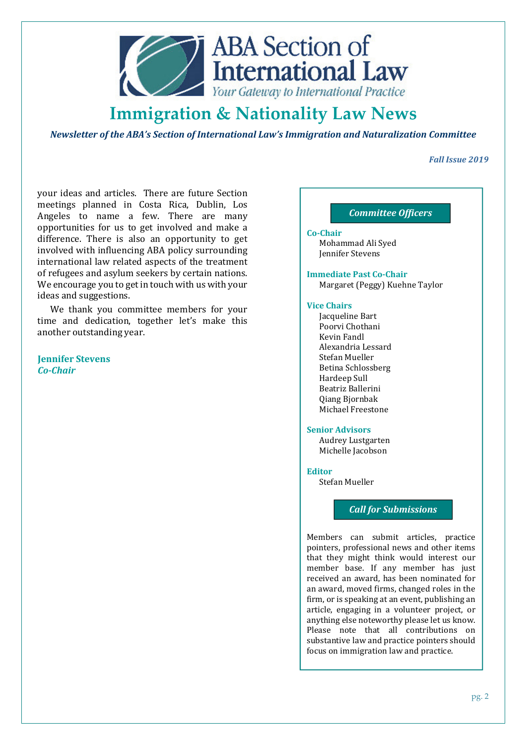your ideas and articles. There are future Section meetings planned in Costa Rica, Dublin, Los Angeles to name a few. There are many opportunities for us to get involved and make a difference. There is also an opportunity to get involved with influencing ABA policy surrounding international law related aspects of the treatment of refugees and asylum seekers by certain nations. We encourage you to get in touch with us with your ideas and suggestions.

We thank you committee members for your time and dedication, together let's make this another outstanding year.

**Jennifer Stevens**
***Co-Chair***

### *Committee Officers*

**Co-Chair**
Mohammad Ali Syed
Jennifer Stevens

**Immediate Past Co-Chair**
Margaret (Peggy) Kuehne Taylor

**Vice Chairs**
Jacqueline Bart
Poorvi Chothani
Kevin Fandl
Alexandria Lessard
Stefan Mueller
Betina Schlossberg
Hardeep Sull
Beatriz Ballerini
Qiang Bjornbak
Michael Freestone

**Senior Advisors**
Audrey Lustgarten
Michelle Jacobson

**Editor**
Stefan Mueller

### *Call for Submissions*

Members can submit articles, practice pointers, professional news and other items that they might think would interest our member base. If any member has just received an award, has been nominated for an award, moved firms, changed roles in the firm, or is speaking at an event, publishing an article, engaging in a volunteer project, or anything else noteworthy please let us know. Please note that all contributions on substantive law and practice pointers should focus on immigration law and practice.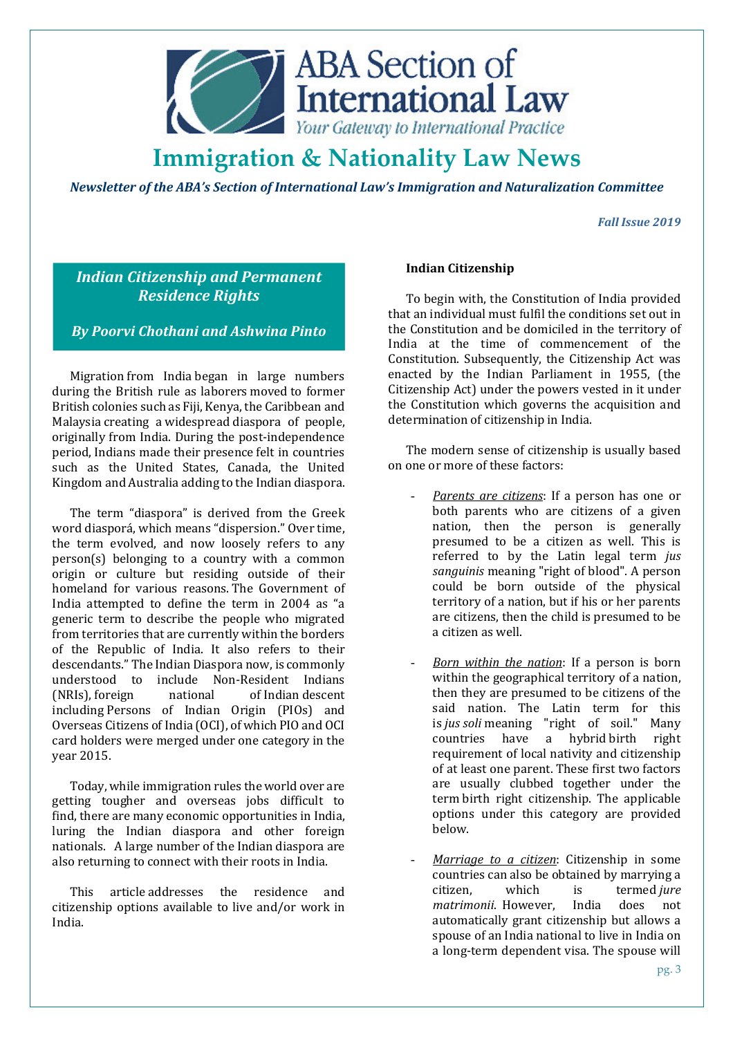# Immigration & Nationality Law News

*Newsletter of the ABA's Section of International Law's Immigration and Naturalization Committee*

*Fall Issue 2019*

## *Indian Citizenship and Permanent Residence Rights*

***By Poorvi Chothani and Ashwina Pinto***

Migration from India began in large numbers during the British rule as laborers moved to former British colonies such as Fiji, Kenya, the Caribbean and Malaysia creating a widespread diaspora of people, originally from India. During the post-independence period, Indians made their presence felt in countries such as the United States, Canada, the United Kingdom and Australia adding to the Indian diaspora.

The term "diaspora" is derived from the Greek word diasporá, which means "dispersion." Over time, the term evolved, and now loosely refers to any person(s) belonging to a country with a common origin or culture but residing outside of their homeland for various reasons. The Government of India attempted to define the term in 2004 as "a generic term to describe the people who migrated from territories that are currently within the borders of the Republic of India. It also refers to their descendants." The Indian Diaspora now, is commonly understood to include Non-Resident Indians (NRIs), foreign national of Indian descent including Persons of Indian Origin (PIOs) and Overseas Citizens of India (OCI), of which PIO and OCI card holders were merged under one category in the year 2015.

Today, while immigration rules the world over are getting tougher and overseas jobs difficult to find, there are many economic opportunities in India, luring the Indian diaspora and other foreign nationals. A large number of the Indian diaspora are also returning to connect with their roots in India.

This article addresses the residence and citizenship options available to live and/or work in India.

### Indian Citizenship

To begin with, the Constitution of India provided that an individual must fulfil the conditions set out in the Constitution and be domiciled in the territory of India at the time of commencement of the Constitution. Subsequently, the Citizenship Act was enacted by the Indian Parliament in 1955, (the Citizenship Act) under the powers vested in it under the Constitution which governs the acquisition and determination of citizenship in India.

The modern sense of citizenship is usually based on one or more of these factors:

- <u>*Parents are citizens*</u>: If a person has one or both parents who are citizens of a given nation, then the person is generally presumed to be a citizen as well. This is referred to by the Latin legal term *jus sanguinis* meaning "right of blood". A person could be born outside of the physical territory of a nation, but if his or her parents are citizens, then the child is presumed to be a citizen as well.

- <u>*Born within the nation*</u>: If a person is born within the geographical territory of a nation, then they are presumed to be citizens of the said nation. The Latin term for this is *jus soli* meaning "right of soil." Many countries have a hybrid birth right requirement of local nativity and citizenship of at least one parent. These first two factors are usually clubbed together under the term birth right citizenship. The applicable options under this category are provided below.

- <u>*Marriage to a citizen*</u>: Citizenship in some countries can also be obtained by marrying a citizen, which is termed *jure matrimonii*. However, India does not automatically grant citizenship but allows a spouse of an India national to live in India on a long-term dependent visa. The spouse will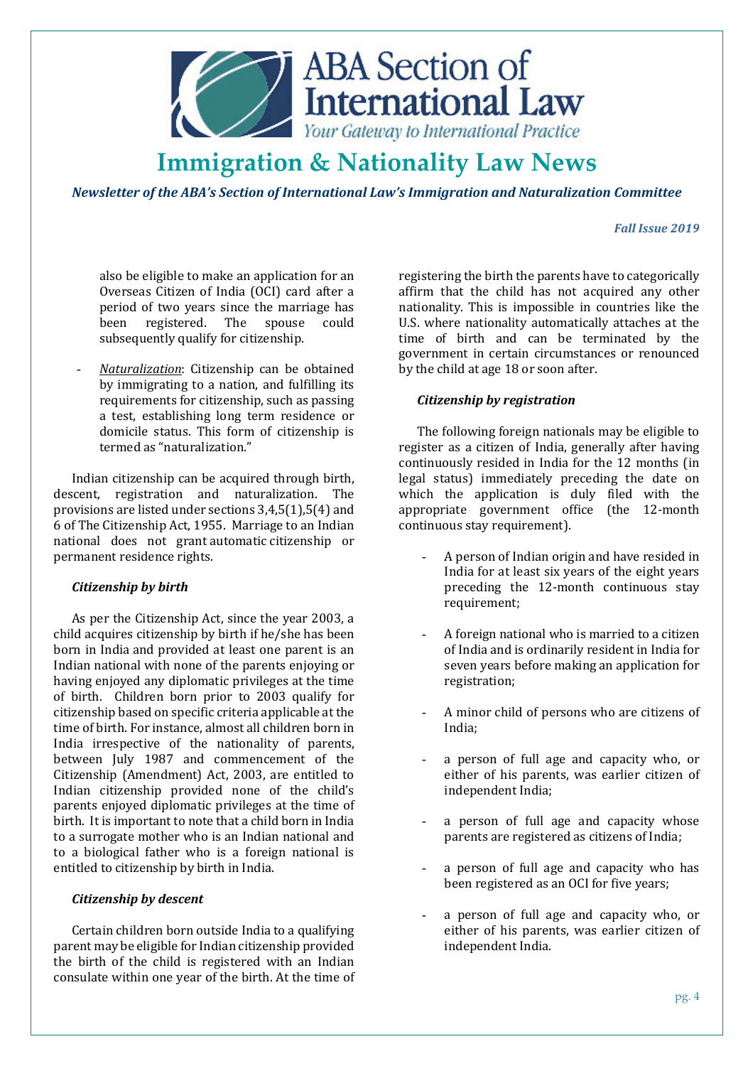also be eligible to make an application for an Overseas Citizen of India (OCI) card after a period of two years since the marriage has been registered. The spouse could subsequently qualify for citizenship.

- *Naturalization*: Citizenship can be obtained by immigrating to a nation, and fulfilling its requirements for citizenship, such as passing a test, establishing long term residence or domicile status. This form of citizenship is termed as "naturalization."

Indian citizenship can be acquired through birth, descent, registration and naturalization. The provisions are listed under sections 3,4,5(1),5(4) and 6 of The Citizenship Act, 1955. Marriage to an Indian national does not grant automatic citizenship or permanent residence rights.

### *Citizenship by birth*

As per the Citizenship Act, since the year 2003, a child acquires citizenship by birth if he/she has been born in India and provided at least one parent is an Indian national with none of the parents enjoying or having enjoyed any diplomatic privileges at the time of birth. Children born prior to 2003 qualify for citizenship based on specific criteria applicable at the time of birth. For instance, almost all children born in India irrespective of the nationality of parents, between July 1987 and commencement of the Citizenship (Amendment) Act, 2003, are entitled to Indian citizenship provided none of the child's parents enjoyed diplomatic privileges at the time of birth. It is important to note that a child born in India to a surrogate mother who is an Indian national and to a biological father who is a foreign national is entitled to citizenship by birth in India.

### *Citizenship by descent*

Certain children born outside India to a qualifying parent may be eligible for Indian citizenship provided the birth of the child is registered with an Indian consulate within one year of the birth. At the time of registering the birth the parents have to categorically affirm that the child has not acquired any other nationality. This is impossible in countries like the U.S. where nationality automatically attaches at the time of birth and can be terminated by the government in certain circumstances or renounced by the child at age 18 or soon after.

### *Citizenship by registration*

The following foreign nationals may be eligible to register as a citizen of India, generally after having continuously resided in India for the 12 months (in legal status) immediately preceding the date on which the application is duly filed with the appropriate government office (the 12-month continuous stay requirement).

- A person of Indian origin and have resided in India for at least six years of the eight years preceding the 12-month continuous stay requirement;
- A foreign national who is married to a citizen of India and is ordinarily resident in India for seven years before making an application for registration;
- A minor child of persons who are citizens of India;
- a person of full age and capacity who, or either of his parents, was earlier citizen of independent India;
- a person of full age and capacity whose parents are registered as citizens of India;
- a person of full age and capacity who has been registered as an OCI for five years;
- a person of full age and capacity who, or either of his parents, was earlier citizen of independent India.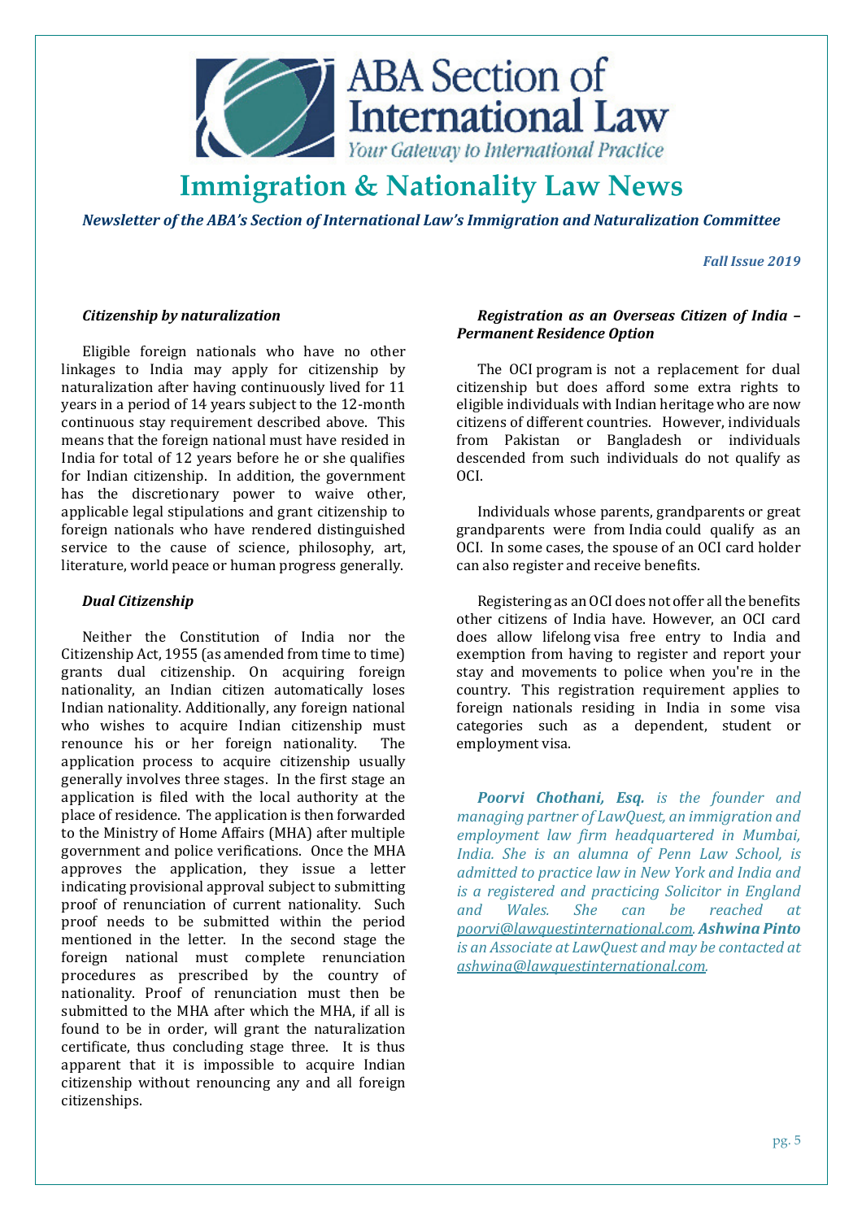### *Citizenship by naturalization*

Eligible foreign nationals who have no other linkages to India may apply for citizenship by naturalization after having continuously lived for 11 years in a period of 14 years subject to the 12-month continuous stay requirement described above. This means that the foreign national must have resided in India for total of 12 years before he or she qualifies for Indian citizenship. In addition, the government has the discretionary power to waive other, applicable legal stipulations and grant citizenship to foreign nationals who have rendered distinguished service to the cause of science, philosophy, art, literature, world peace or human progress generally.

### *Dual Citizenship*

Neither the Constitution of India nor the Citizenship Act, 1955 (as amended from time to time) grants dual citizenship. On acquiring foreign nationality, an Indian citizen automatically loses Indian nationality. Additionally, any foreign national who wishes to acquire Indian citizenship must renounce his or her foreign nationality. The application process to acquire citizenship usually generally involves three stages. In the first stage an application is filed with the local authority at the place of residence. The application is then forwarded to the Ministry of Home Affairs (MHA) after multiple government and police verifications. Once the MHA approves the application, they issue a letter indicating provisional approval subject to submitting proof of renunciation of current nationality. Such proof needs to be submitted within the period mentioned in the letter. In the second stage the foreign national must complete renunciation procedures as prescribed by the country of nationality. Proof of renunciation must then be submitted to the MHA after which the MHA, if all is found to be in order, will grant the naturalization certificate, thus concluding stage three. It is thus apparent that it is impossible to acquire Indian citizenship without renouncing any and all foreign citizenships.

### *Registration as an Overseas Citizen of India – Permanent Residence Option*

The OCI program is not a replacement for dual citizenship but does afford some extra rights to eligible individuals with Indian heritage who are now citizens of different countries. However, individuals from Pakistan or Bangladesh or individuals descended from such individuals do not qualify as OCI.

Individuals whose parents, grandparents or great grandparents were from India could qualify as an OCI. In some cases, the spouse of an OCI card holder can also register and receive benefits.

Registering as an OCI does not offer all the benefits other citizens of India have. However, an OCI card does allow lifelong visa free entry to India and exemption from having to register and report your stay and movements to police when you're in the country. This registration requirement applies to foreign nationals residing in India in some visa categories such as a dependent, student or employment visa.

***Poorvi Chothani, Esq.*** *is the founder and managing partner of LawQuest, an immigration and employment law firm headquartered in Mumbai, India. She is an alumna of Penn Law School, is admitted to practice law in New York and India and is a registered and practicing Solicitor in England and Wales. She can be reached at poorvi@lawquestinternational.com.* ***Ashwina Pinto*** *is an Associate at LawQuest and may be contacted at ashwina@lawquestinternational.com.*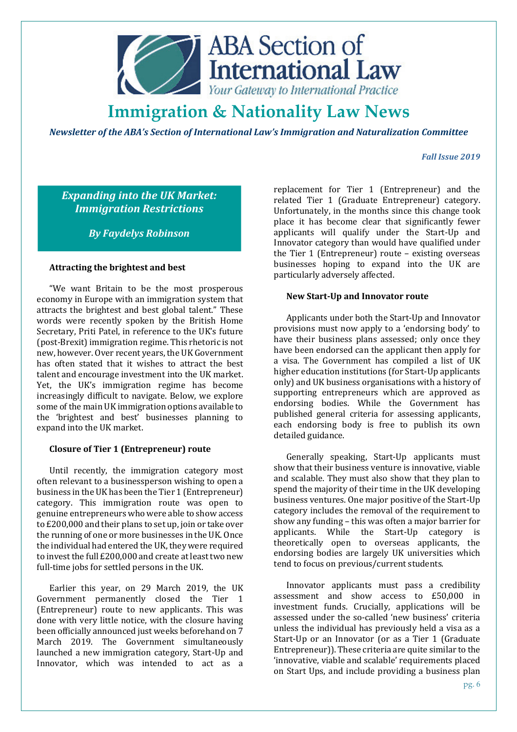# Immigration & Nationality Law News

*Newsletter of the ABA's Section of International Law's Immigration and Naturalization Committee*

*Fall Issue 2019*

## *Expanding into the UK Market: Immigration Restrictions*

***By Faydelys Robinson***

### Attracting the brightest and best

"We want Britain to be the most prosperous economy in Europe with an immigration system that attracts the brightest and best global talent." These words were recently spoken by the British Home Secretary, Priti Patel, in reference to the UK's future (post-Brexit) immigration regime. This rhetoric is not new, however. Over recent years, the UK Government has often stated that it wishes to attract the best talent and encourage investment into the UK market. Yet, the UK's immigration regime has become increasingly difficult to navigate. Below, we explore some of the main UK immigration options available to the 'brightest and best' businesses planning to expand into the UK market.

### Closure of Tier 1 (Entrepreneur) route

Until recently, the immigration category most often relevant to a businessperson wishing to open a business in the UK has been the Tier 1 (Entrepreneur) category. This immigration route was open to genuine entrepreneurs who were able to show access to £200,000 and their plans to set up, join or take over the running of one or more businesses in the UK. Once the individual had entered the UK, they were required to invest the full £200,000 and create at least two new full-time jobs for settled persons in the UK.

Earlier this year, on 29 March 2019, the UK Government permanently closed the Tier 1 (Entrepreneur) route to new applicants. This was done with very little notice, with the closure having been officially announced just weeks beforehand on 7 March 2019. The Government simultaneously launched a new immigration category, Start-Up and Innovator, which was intended to act as a replacement for Tier 1 (Entrepreneur) and the related Tier 1 (Graduate Entrepreneur) category. Unfortunately, in the months since this change took place it has become clear that significantly fewer applicants will qualify under the Start-Up and Innovator category than would have qualified under the Tier 1 (Entrepreneur) route – existing overseas businesses hoping to expand into the UK are particularly adversely affected.

### New Start-Up and Innovator route

Applicants under both the Start-Up and Innovator provisions must now apply to a 'endorsing body' to have their business plans assessed; only once they have been endorsed can the applicant then apply for a visa. The Government has compiled a list of UK higher education institutions (for Start-Up applicants only) and UK business organisations with a history of supporting entrepreneurs which are approved as endorsing bodies. While the Government has published general criteria for assessing applicants, each endorsing body is free to publish its own detailed guidance.

Generally speaking, Start-Up applicants must show that their business venture is innovative, viable and scalable. They must also show that they plan to spend the majority of their time in the UK developing business ventures. One major positive of the Start-Up category includes the removal of the requirement to show any funding – this was often a major barrier for applicants. While the Start-Up category is theoretically open to overseas applicants, the endorsing bodies are largely UK universities which tend to focus on previous/current students.

Innovator applicants must pass a credibility assessment and show access to £50,000 in investment funds. Crucially, applications will be assessed under the so-called 'new business' criteria unless the individual has previously held a visa as a Start-Up or an Innovator (or as a Tier 1 (Graduate Entrepreneur)). These criteria are quite similar to the 'innovative, viable and scalable' requirements placed on Start Ups, and include providing a business plan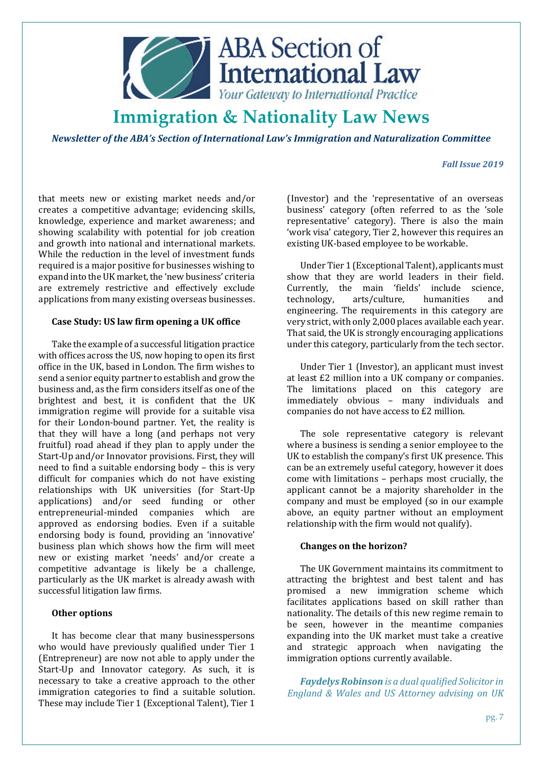that meets new or existing market needs and/or creates a competitive advantage; evidencing skills, knowledge, experience and market awareness; and showing scalability with potential for job creation and growth into national and international markets. While the reduction in the level of investment funds required is a major positive for businesses wishing to expand into the UK market, the 'new business' criteria are extremely restrictive and effectively exclude applications from many existing overseas businesses.

**Case Study: US law firm opening a UK office**

Take the example of a successful litigation practice with offices across the US, now hoping to open its first office in the UK, based in London. The firm wishes to send a senior equity partner to establish and grow the business and, as the firm considers itself as one of the brightest and best, it is confident that the UK immigration regime will provide for a suitable visa for their London-bound partner. Yet, the reality is that they will have a long (and perhaps not very fruitful) road ahead if they plan to apply under the Start-Up and/or Innovator provisions. First, they will need to find a suitable endorsing body – this is very difficult for companies which do not have existing relationships with UK universities (for Start-Up applications) and/or seed funding or other entrepreneurial-minded companies which are approved as endorsing bodies. Even if a suitable endorsing body is found, providing an 'innovative' business plan which shows how the firm will meet new or existing market 'needs' and/or create a competitive advantage is likely be a challenge, particularly as the UK market is already awash with successful litigation law firms.

**Other options**

It has become clear that many businesspersons who would have previously qualified under Tier 1 (Entrepreneur) are now not able to apply under the Start-Up and Innovator category. As such, it is necessary to take a creative approach to the other immigration categories to find a suitable solution. These may include Tier 1 (Exceptional Talent), Tier 1 (Investor) and the 'representative of an overseas business' category (often referred to as the 'sole representative' category). There is also the main 'work visa' category, Tier 2, however this requires an existing UK-based employee to be workable.

Under Tier 1 (Exceptional Talent), applicants must show that they are world leaders in their field. Currently, the main 'fields' include science, technology, arts/culture, humanities and engineering. The requirements in this category are very strict, with only 2,000 places available each year. That said, the UK is strongly encouraging applications under this category, particularly from the tech sector.

Under Tier 1 (Investor), an applicant must invest at least £2 million into a UK company or companies. The limitations placed on this category are immediately obvious – many individuals and companies do not have access to £2 million.

The sole representative category is relevant where a business is sending a senior employee to the UK to establish the company's first UK presence. This can be an extremely useful category, however it does come with limitations – perhaps most crucially, the applicant cannot be a majority shareholder in the company and must be employed (so in our example above, an equity partner without an employment relationship with the firm would not qualify).

**Changes on the horizon?**

The UK Government maintains its commitment to attracting the brightest and best talent and has promised a new immigration scheme which facilitates applications based on skill rather than nationality. The details of this new regime remain to be seen, however in the meantime companies expanding into the UK market must take a creative and strategic approach when navigating the immigration options currently available.

***Faydelys Robinson*** *is a dual qualified Solicitor in England & Wales and US Attorney advising on UK*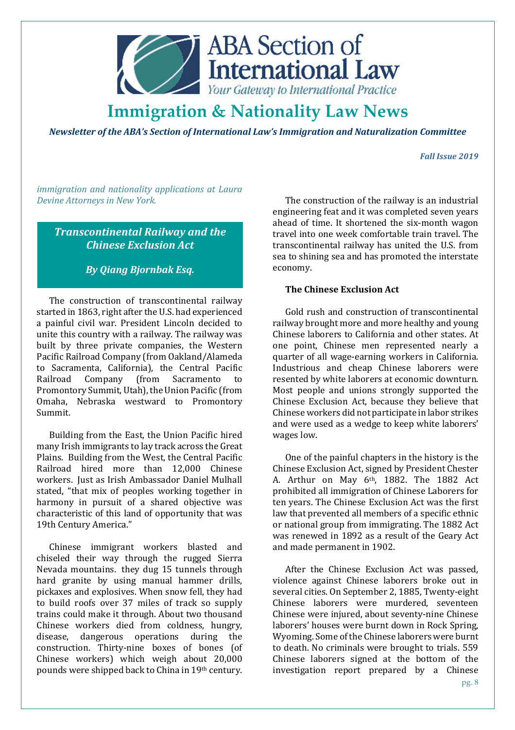*immigration and nationality applications at Laura Devine Attorneys in New York.*

## *Transcontinental Railway and the Chinese Exclusion Act*

***By Qiang Bjornbak Esq.***

The construction of transcontinental railway started in 1863, right after the U.S. had experienced a painful civil war. President Lincoln decided to unite this country with a railway. The railway was built by three private companies, the Western Pacific Railroad Company (from Oakland/Alameda to Sacramenta, California), the Central Pacific Railroad Company (from Sacramento to Promontory Summit, Utah), the Union Pacific (from Omaha, Nebraska westward to Promontory Summit.

Building from the East, the Union Pacific hired many Irish immigrants to lay track across the Great Plains. Building from the West, the Central Pacific Railroad hired more than 12,000 Chinese workers. Just as Irish Ambassador Daniel Mulhall stated, "that mix of peoples working together in harmony in pursuit of a shared objective was characteristic of this land of opportunity that was 19th Century America."

Chinese immigrant workers blasted and chiseled their way through the rugged Sierra Nevada mountains. they dug 15 tunnels through hard granite by using manual hammer drills, pickaxes and explosives. When snow fell, they had to build roofs over 37 miles of track so supply trains could make it through. About two thousand Chinese workers died from coldness, hungry, disease, dangerous operations during the construction. Thirty-nine boxes of bones (of Chinese workers) which weigh about 20,000 pounds were shipped back to China in 19th century.

The construction of the railway is an industrial engineering feat and it was completed seven years ahead of time. It shortened the six-month wagon travel into one week comfortable train travel. The transcontinental railway has united the U.S. from sea to shining sea and has promoted the interstate economy.

### The Chinese Exclusion Act

Gold rush and construction of transcontinental railway brought more and more healthy and young Chinese laborers to California and other states. At one point, Chinese men represented nearly a quarter of all wage-earning workers in California. Industrious and cheap Chinese laborers were resented by white laborers at economic downturn. Most people and unions strongly supported the Chinese Exclusion Act, because they believe that Chinese workers did not participate in labor strikes and were used as a wedge to keep white laborers' wages low.

One of the painful chapters in the history is the Chinese Exclusion Act, signed by President Chester A. Arthur on May 6th, 1882. The 1882 Act prohibited all immigration of Chinese Laborers for ten years. The Chinese Exclusion Act was the first law that prevented all members of a specific ethnic or national group from immigrating. The 1882 Act was renewed in 1892 as a result of the Geary Act and made permanent in 1902.

After the Chinese Exclusion Act was passed, violence against Chinese laborers broke out in several cities. On September 2, 1885, Twenty-eight Chinese laborers were murdered, seventeen Chinese were injured, about seventy-nine Chinese laborers' houses were burnt down in Rock Spring, Wyoming. Some of the Chinese laborers were burnt to death. No criminals were brought to trials. 559 Chinese laborers signed at the bottom of the investigation report prepared by a Chinese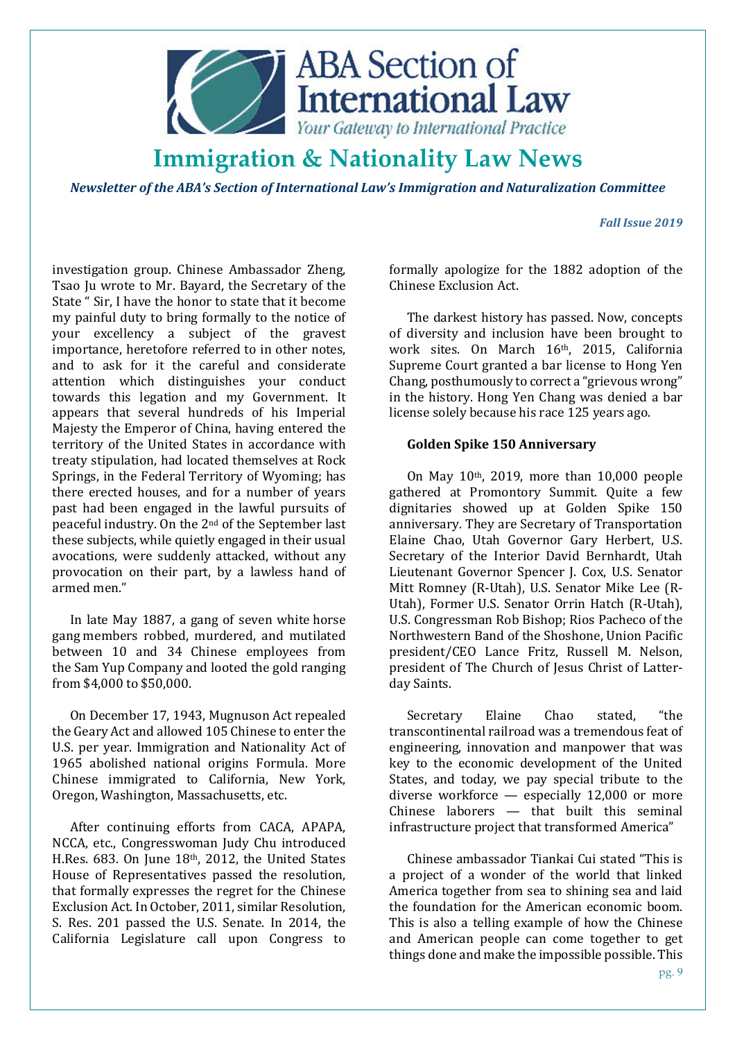investigation group. Chinese Ambassador Zheng, Tsao Ju wrote to Mr. Bayard, the Secretary of the State " Sir, I have the honor to state that it become my painful duty to bring formally to the notice of your excellency a subject of the gravest importance, heretofore referred to in other notes, and to ask for it the careful and considerate attention which distinguishes your conduct towards this legation and my Government. It appears that several hundreds of his Imperial Majesty the Emperor of China, having entered the territory of the United States in accordance with treaty stipulation, had located themselves at Rock Springs, in the Federal Territory of Wyoming; has there erected houses, and for a number of years past had been engaged in the lawful pursuits of peaceful industry. On the 2nd of the September last these subjects, while quietly engaged in their usual avocations, were suddenly attacked, without any provocation on their part, by a lawless hand of armed men."

In late May 1887, a gang of seven white horse gang members robbed, murdered, and mutilated between 10 and 34 Chinese employees from the Sam Yup Company and looted the gold ranging from $4,000 to $50,000.

On December 17, 1943, Mugnuson Act repealed the Geary Act and allowed 105 Chinese to enter the U.S. per year. Immigration and Nationality Act of 1965 abolished national origins Formula. More Chinese immigrated to California, New York, Oregon, Washington, Massachusetts, etc.

After continuing efforts from CACA, APAPA, NCCA, etc., Congresswoman Judy Chu introduced H.Res. 683. On June 18th, 2012, the United States House of Representatives passed the resolution, that formally expresses the regret for the Chinese Exclusion Act. In October, 2011, similar Resolution, S. Res. 201 passed the U.S. Senate. In 2014, the California Legislature call upon Congress to formally apologize for the 1882 adoption of the Chinese Exclusion Act.

The darkest history has passed. Now, concepts of diversity and inclusion have been brought to work sites. On March 16th, 2015, California Supreme Court granted a bar license to Hong Yen Chang, posthumously to correct a "grievous wrong" in the history. Hong Yen Chang was denied a bar license solely because his race 125 years ago.

**Golden Spike 150 Anniversary**

On May 10th, 2019, more than 10,000 people gathered at Promontory Summit. Quite a few dignitaries showed up at Golden Spike 150 anniversary. They are Secretary of Transportation Elaine Chao, Utah Governor Gary Herbert, U.S. Secretary of the Interior David Bernhardt, Utah Lieutenant Governor Spencer J. Cox, U.S. Senator Mitt Romney (R-Utah), U.S. Senator Mike Lee (R-Utah), Former U.S. Senator Orrin Hatch (R-Utah), U.S. Congressman Rob Bishop; Rios Pacheco of the Northwestern Band of the Shoshone, Union Pacific president/CEO Lance Fritz, Russell M. Nelson, president of The Church of Jesus Christ of Latter-day Saints.

Secretary Elaine Chao stated, "the transcontinental railroad was a tremendous feat of engineering, innovation and manpower that was key to the economic development of the United States, and today, we pay special tribute to the diverse workforce — especially 12,000 or more Chinese laborers — that built this seminal infrastructure project that transformed America"

Chinese ambassador Tiankai Cui stated "This is a project of a wonder of the world that linked America together from sea to shining sea and laid the foundation for the American economic boom. This is also a telling example of how the Chinese and American people can come together to get things done and make the impossible possible. This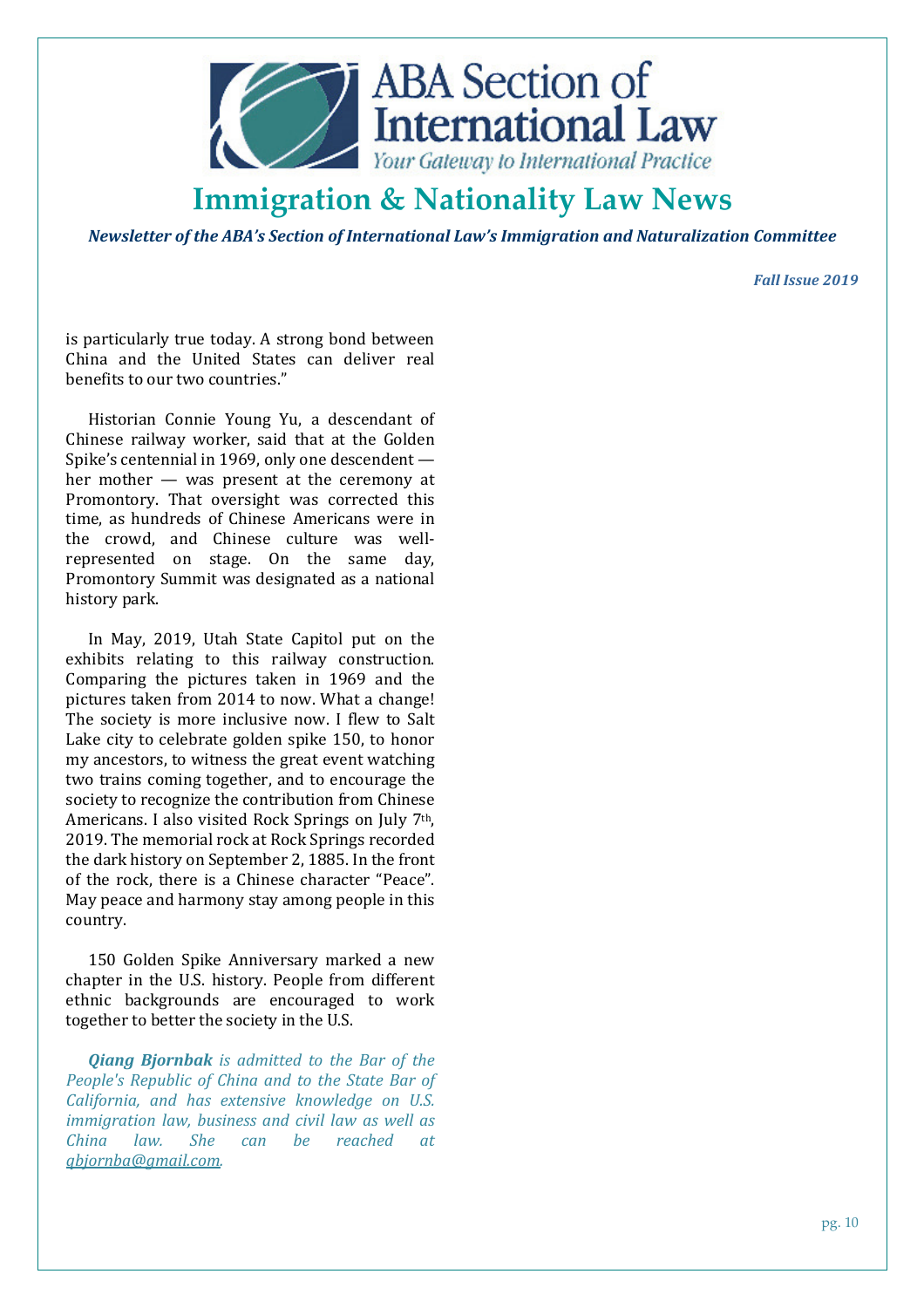is particularly true today. A strong bond between China and the United States can deliver real benefits to our two countries."

Historian Connie Young Yu, a descendant of Chinese railway worker, said that at the Golden Spike's centennial in 1969, only one descendent — her mother — was present at the ceremony at Promontory. That oversight was corrected this time, as hundreds of Chinese Americans were in the crowd, and Chinese culture was well-represented on stage. On the same day, Promontory Summit was designated as a national history park.

In May, 2019, Utah State Capitol put on the exhibits relating to this railway construction. Comparing the pictures taken in 1969 and the pictures taken from 2014 to now. What a change! The society is more inclusive now. I flew to Salt Lake city to celebrate golden spike 150, to honor my ancestors, to witness the great event watching two trains coming together, and to encourage the society to recognize the contribution from Chinese Americans. I also visited Rock Springs on July 7th, 2019. The memorial rock at Rock Springs recorded the dark history on September 2, 1885. In the front of the rock, there is a Chinese character "Peace". May peace and harmony stay among people in this country.

150 Golden Spike Anniversary marked a new chapter in the U.S. history. People from different ethnic backgrounds are encouraged to work together to better the society in the U.S.

***Qiang Bjornbak*** *is admitted to the Bar of the People's Republic of China and to the State Bar of California, and has extensive knowledge on U.S. immigration law, business and civil law as well as China law. She can be reached at [qbjornba@gmail.com](mailto:qbjornba@gmail.com).*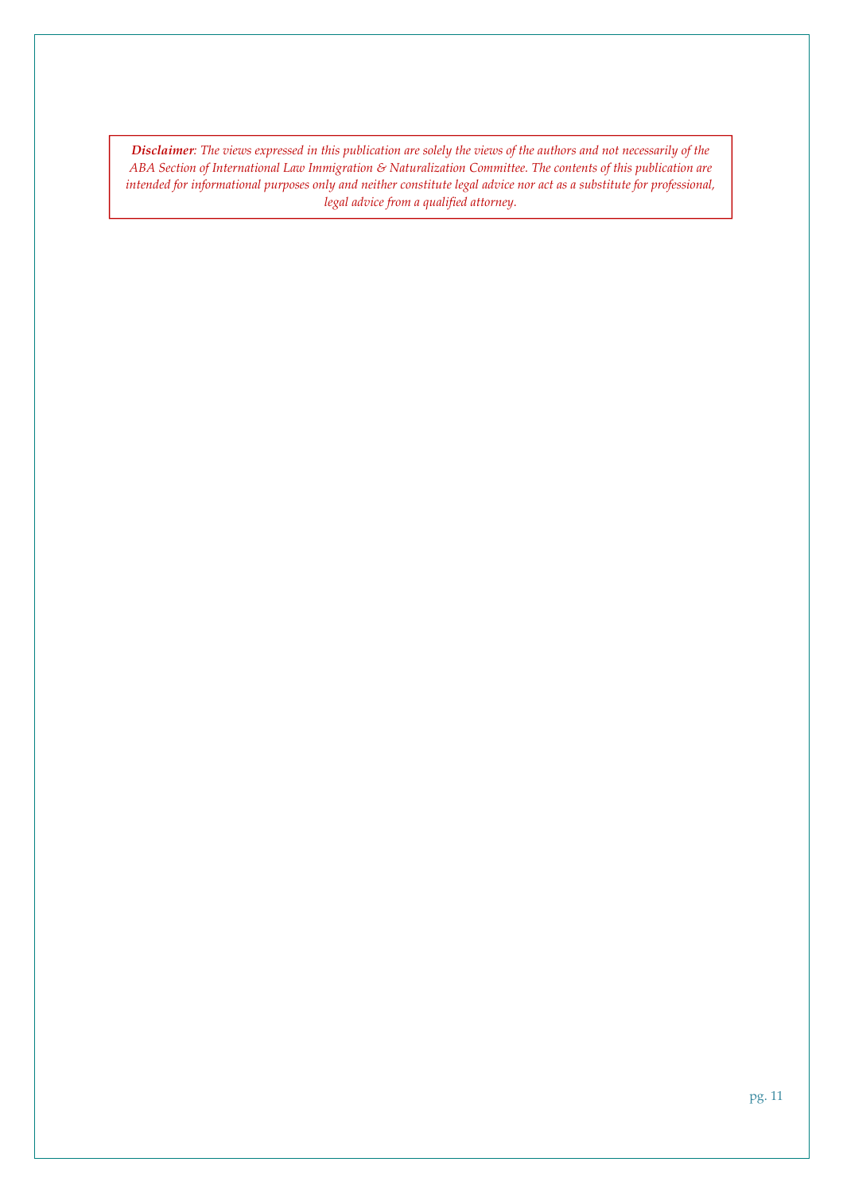***Disclaimer**: The views expressed in this publication are solely the views of the authors and not necessarily of the ABA Section of International Law Immigration & Naturalization Committee. The contents of this publication are intended for informational purposes only and neither constitute legal advice nor act as a substitute for professional, legal advice from a qualified attorney.*